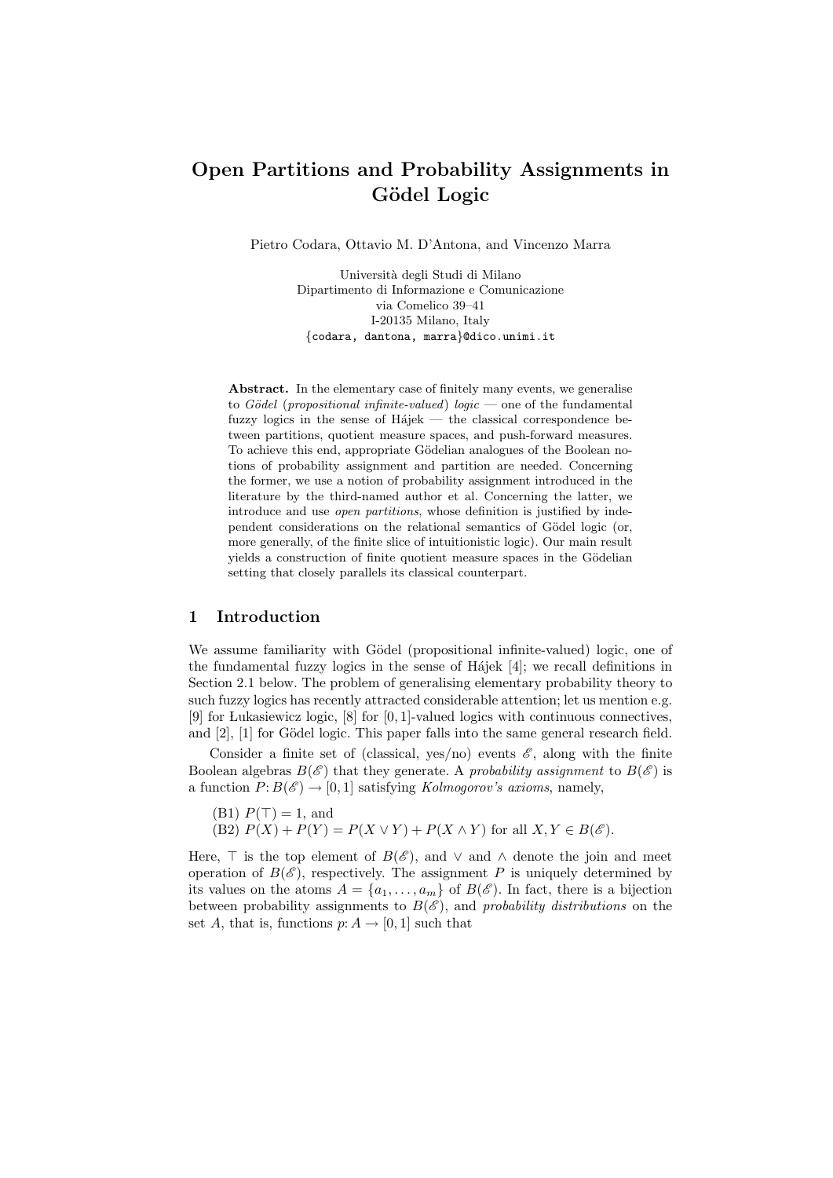# Open Partitions and Probability Assignments in Gödel Logic

Pietro Codara, Ottavio M. D'Antona, and Vincenzo Marra

Università degli Studi di Milano
Dipartimento di Informazione e Comunicazione
via Comelico 39–41
I-20135 Milano, Italy
{codara, dantona, marra}@dico.unimi.it

**Abstract.** In the elementary case of finitely many events, we generalise to *Gödel* (*propositional infinite-valued*) *logic* — one of the fundamental fuzzy logics in the sense of Hájek — the classical correspondence between partitions, quotient measure spaces, and push-forward measures. To achieve this end, appropriate Gödelian analogues of the Boolean notions of probability assignment and partition are needed. Concerning the former, we use a notion of probability assignment introduced in the literature by the third-named author et al. Concerning the latter, we introduce and use *open partitions*, whose definition is justified by independent considerations on the relational semantics of Gödel logic (or, more generally, of the finite slice of intuitionistic logic). Our main result yields a construction of finite quotient measure spaces in the Gödelian setting that closely parallels its classical counterpart.

## 1 Introduction

We assume familiarity with Gödel (propositional infinite-valued) logic, one of the fundamental fuzzy logics in the sense of Hájek [4]; we recall definitions in Section 2.1 below. The problem of generalising elementary probability theory to such fuzzy logics has recently attracted considerable attention; let us mention e.g. [9] for Łukasiewicz logic, [8] for $[0, 1]$-valued logics with continuous connectives, and [2], [1] for Gödel logic. This paper falls into the same general research field.

Consider a finite set of (classical, yes/no) events $\mathscr{E}$, along with the finite Boolean algebras $B(\mathscr{E})$ that they generate. A *probability assignment* to $B(\mathscr{E})$ is a function $P\colon B(\mathscr{E}) \to [0, 1]$ satisfying *Kolmogorov's axioms*, namely,

(B1) $P(\top) = 1$, and
(B2) $P(X) + P(Y) = P(X \vee Y) + P(X \wedge Y)$ for all $X, Y \in B(\mathscr{E})$.

Here, $\top$ is the top element of $B(\mathscr{E})$, and $\vee$ and $\wedge$ denote the join and meet operation of $B(\mathscr{E})$, respectively. The assignment $P$ is uniquely determined by its values on the atoms $A = \{a_1, \ldots, a_m\}$ of $B(\mathscr{E})$. In fact, there is a bijection between probability assignments to $B(\mathscr{E})$, and *probability distributions* on the set $A$, that is, functions $p\colon A \to [0, 1]$ such that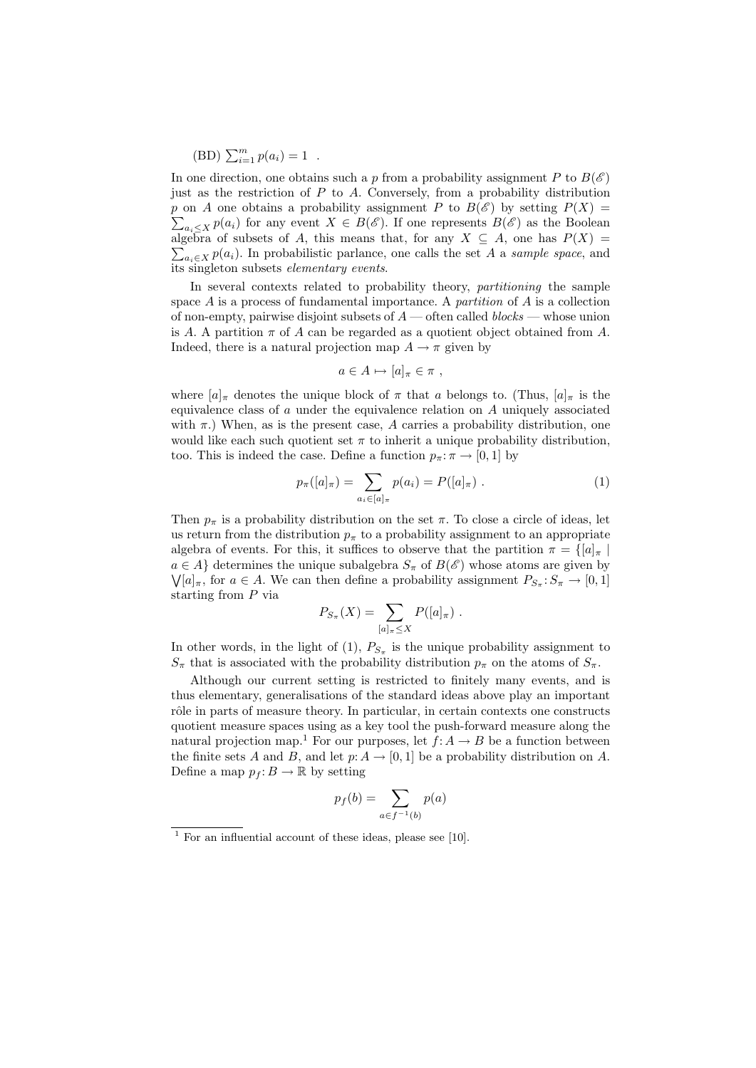(BD) $\sum_{i=1}^{m} p(a_i) = 1$ .

In one direction, one obtains such a $p$ from a probability assignment $P$ to $B(\mathscr{E})$ just as the restriction of $P$ to $A$. Conversely, from a probability distribution $p$ on $A$ one obtains a probability assignment $P$ to $B(\mathscr{E})$ by setting $P(X) = \sum_{a_i \leq X} p(a_i)$ for any event $X \in B(\mathscr{E})$. If one represents $B(\mathscr{E})$ as the Boolean algebra of subsets of $A$, this means that, for any $X \subseteq A$, one has $P(X) = \sum_{a_i \in X} p(a_i)$. In probabilistic parlance, one calls the set $A$ a *sample space*, and its singleton subsets *elementary events*.

In several contexts related to probability theory, *partitioning* the sample space $A$ is a process of fundamental importance. A *partition* of $A$ is a collection of non-empty, pairwise disjoint subsets of $A$ — often called *blocks* — whose union is $A$. A partition $\pi$ of $A$ can be regarded as a quotient object obtained from $A$. Indeed, there is a natural projection map $A \to \pi$ given by

$$a \in A \mapsto [a]_\pi \in \pi \ ,$$

where $[a]_\pi$ denotes the unique block of $\pi$ that $a$ belongs to. (Thus, $[a]_\pi$ is the equivalence class of $a$ under the equivalence relation on $A$ uniquely associated with $\pi$.) When, as is the present case, $A$ carries a probability distribution, one would like each such quotient set $\pi$ to inherit a unique probability distribution, too. This is indeed the case. Define a function $p_\pi \colon \pi \to [0, 1]$ by

$$p_\pi([a]_\pi) = \sum_{a_i \in [a]_\pi} p(a_i) = P([a]_\pi) \ . \tag{1}$$

Then $p_\pi$ is a probability distribution on the set $\pi$. To close a circle of ideas, let us return from the distribution $p_\pi$ to a probability assignment to an appropriate algebra of events. For this, it suffices to observe that the partition $\pi = \{[a]_\pi \mid a \in A\}$ determines the unique subalgebra $S_\pi$ of $B(\mathscr{E})$ whose atoms are given by $\bigvee [a]_\pi$, for $a \in A$. We can then define a probability assignment $P_{S_\pi} \colon S_\pi \to [0, 1]$ starting from $P$ via

$$P_{S_\pi}(X) = \sum_{[a]_\pi \leq X} P([a]_\pi) \ .$$

In other words, in the light of (1), $P_{S_\pi}$ is the unique probability assignment to $S_\pi$ that is associated with the probability distribution $p_\pi$ on the atoms of $S_\pi$.

Although our current setting is restricted to finitely many events, and is thus elementary, generalisations of the standard ideas above play an important rôle in parts of measure theory. In particular, in certain contexts one constructs quotient measure spaces using as a key tool the push-forward measure along the natural projection map.[1] For our purposes, let $f \colon A \to B$ be a function between the finite sets $A$ and $B$, and let $p \colon A \to [0, 1]$ be a probability distribution on $A$. Define a map $p_f \colon B \to \mathbb{R}$ by setting

$$p_f(b) = \sum_{a \in f^{-1}(b)} p(a)$$

[1] For an influential account of these ideas, please see [10].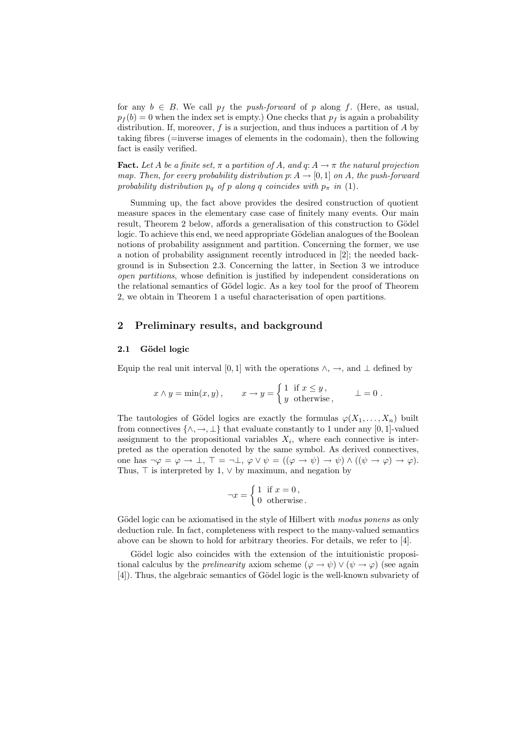for any $b \in B$. We call $p_f$ the *push-forward* of $p$ along $f$. (Here, as usual, $p_f(b) = 0$ when the index set is empty.) One checks that $p_f$ is again a probability distribution. If, moreover, $f$ is a surjection, and thus induces a partition of $A$ by taking fibres (=inverse images of elements in the codomain), then the following fact is easily verified.

**Fact.** *Let $A$ be a finite set, $\pi$ a partition of $A$, and $q: A \to \pi$ the natural projection map. Then, for every probability distribution $p: A \to [0,1]$ on $A$, the push-forward probability distribution $p_q$ of $p$ along $q$ coincides with $p_\pi$ in (1).*

Summing up, the fact above provides the desired construction of quotient measure spaces in the elementary case case of finitely many events. Our main result, Theorem 2 below, affords a generalisation of this construction to Gödel logic. To achieve this end, we need appropriate Gödelian analogues of the Boolean notions of probability assignment and partition. Concerning the former, we use a notion of probability assignment recently introduced in [2]; the needed background is in Subsection 2.3. Concerning the latter, in Section 3 we introduce *open partitions*, whose definition is justified by independent considerations on the relational semantics of Gödel logic. As a key tool for the proof of Theorem 2, we obtain in Theorem 1 a useful characterisation of open partitions.

## 2 Preliminary results, and background

### 2.1 Gödel logic

Equip the real unit interval $[0,1]$ with the operations $\wedge$, $\to$, and $\bot$ defined by

$$x \wedge y = \min(x, y)\,, \qquad x \to y = \begin{cases} 1 & \text{if } x \leq y\,, \\ y & \text{otherwise}\,, \end{cases} \qquad \bot = 0\;.$$

The tautologies of Gödel logics are exactly the formulas $\varphi(X_1, \ldots, X_n)$ built from connectives $\{\wedge, \to, \bot\}$ that evaluate constantly to 1 under any $[0,1]$-valued assignment to the propositional variables $X_i$, where each connective is interpreted as the operation denoted by the same symbol. As derived connectives, one has $\neg\varphi = \varphi \to \bot$, $\top = \neg\bot$, $\varphi \vee \psi = ((\varphi \to \psi) \to \psi) \wedge ((\psi \to \varphi) \to \varphi)$. Thus, $\top$ is interpreted by 1, $\vee$ by maximum, and negation by

$$\neg x = \begin{cases} 1 & \text{if } x = 0\,, \\ 0 & \text{otherwise}\,. \end{cases}$$

Gödel logic can be axiomatised in the style of Hilbert with *modus ponens* as only deduction rule. In fact, completeness with respect to the many-valued semantics above can be shown to hold for arbitrary theories. For details, we refer to [4].

Gödel logic also coincides with the extension of the intuitionistic propositional calculus by the *prelinearity* axiom scheme $(\varphi \to \psi) \vee (\psi \to \varphi)$ (see again [4]). Thus, the algebraic semantics of Gödel logic is the well-known subvariety of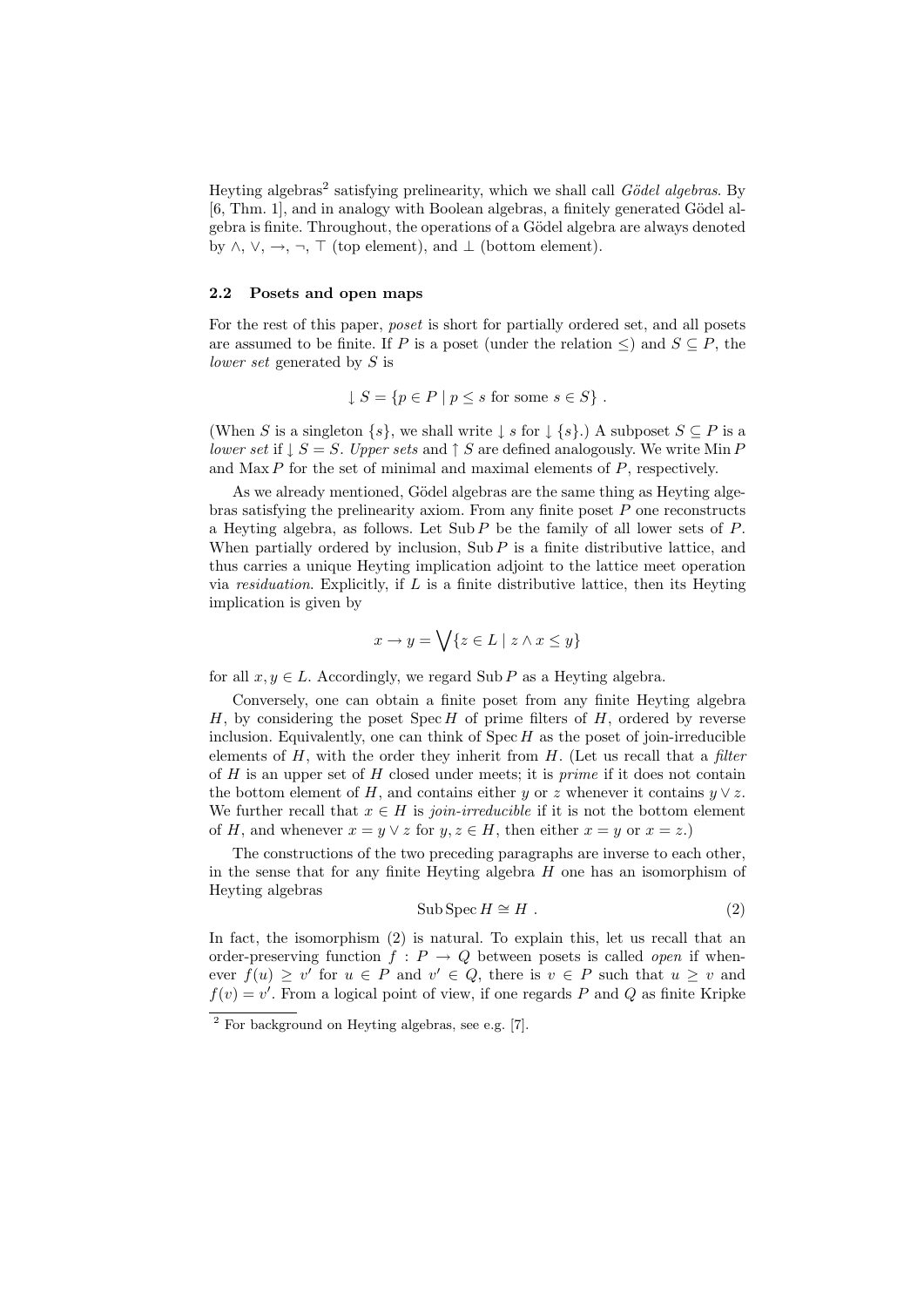Heyting algebras[2] satisfying prelinearity, which we shall call *Gödel algebras*. By [6, Thm. 1], and in analogy with Boolean algebras, a finitely generated Gödel algebra is finite. Throughout, the operations of a Gödel algebra are always denoted by $\wedge$, $\vee$, $\to$, $\neg$, $\top$ (top element), and $\bot$ (bottom element).

### 2.2 Posets and open maps

For the rest of this paper, *poset* is short for partially ordered set, and all posets are assumed to be finite. If $P$ is a poset (under the relation $\leq$) and $S \subseteq P$, the *lower set* generated by $S$ is

$$\downarrow S = \{p \in P \mid p \leq s \text{ for some } s \in S\} \ .$$

(When $S$ is a singleton $\{s\}$, we shall write $\downarrow s$ for $\downarrow \{s\}$.) A subposet $S \subseteq P$ is a *lower set* if $\downarrow S = S$. *Upper sets* and $\uparrow S$ are defined analogously. We write $\operatorname{Min} P$ and $\operatorname{Max} P$ for the set of minimal and maximal elements of $P$, respectively.

As we already mentioned, Gödel algebras are the same thing as Heyting algebras satisfying the prelinearity axiom. From any finite poset $P$ one reconstructs a Heyting algebra, as follows. Let $\operatorname{Sub} P$ be the family of all lower sets of $P$. When partially ordered by inclusion, $\operatorname{Sub} P$ is a finite distributive lattice, and thus carries a unique Heyting implication adjoint to the lattice meet operation via *residuation*. Explicitly, if $L$ is a finite distributive lattice, then its Heyting implication is given by

$$x \to y = \bigvee \{z \in L \mid z \wedge x \leq y\}$$

for all $x, y \in L$. Accordingly, we regard $\operatorname{Sub} P$ as a Heyting algebra.

Conversely, one can obtain a finite poset from any finite Heyting algebra $H$, by considering the poset $\operatorname{Spec} H$ of prime filters of $H$, ordered by reverse inclusion. Equivalently, one can think of $\operatorname{Spec} H$ as the poset of join-irreducible elements of $H$, with the order they inherit from $H$. (Let us recall that a *filter* of $H$ is an upper set of $H$ closed under meets; it is *prime* if it does not contain the bottom element of $H$, and contains either $y$ or $z$ whenever it contains $y \vee z$. We further recall that $x \in H$ is *join-irreducible* if it is not the bottom element of $H$, and whenever $x = y \vee z$ for $y, z \in H$, then either $x = y$ or $x = z$.)

The constructions of the two preceding paragraphs are inverse to each other, in the sense that for any finite Heyting algebra $H$ one has an isomorphism of Heyting algebras

$$\operatorname{Sub} \operatorname{Spec} H \cong H \ . \tag{2}$$

In fact, the isomorphism (2) is natural. To explain this, let us recall that an order-preserving function $f : P \to Q$ between posets is called *open* if whenever $f(u) \geq v'$ for $u \in P$ and $v' \in Q$, there is $v \in P$ such that $u \geq v$ and $f(v) = v'$. From a logical point of view, if one regards $P$ and $Q$ as finite Kripke

[2] For background on Heyting algebras, see e.g. [7].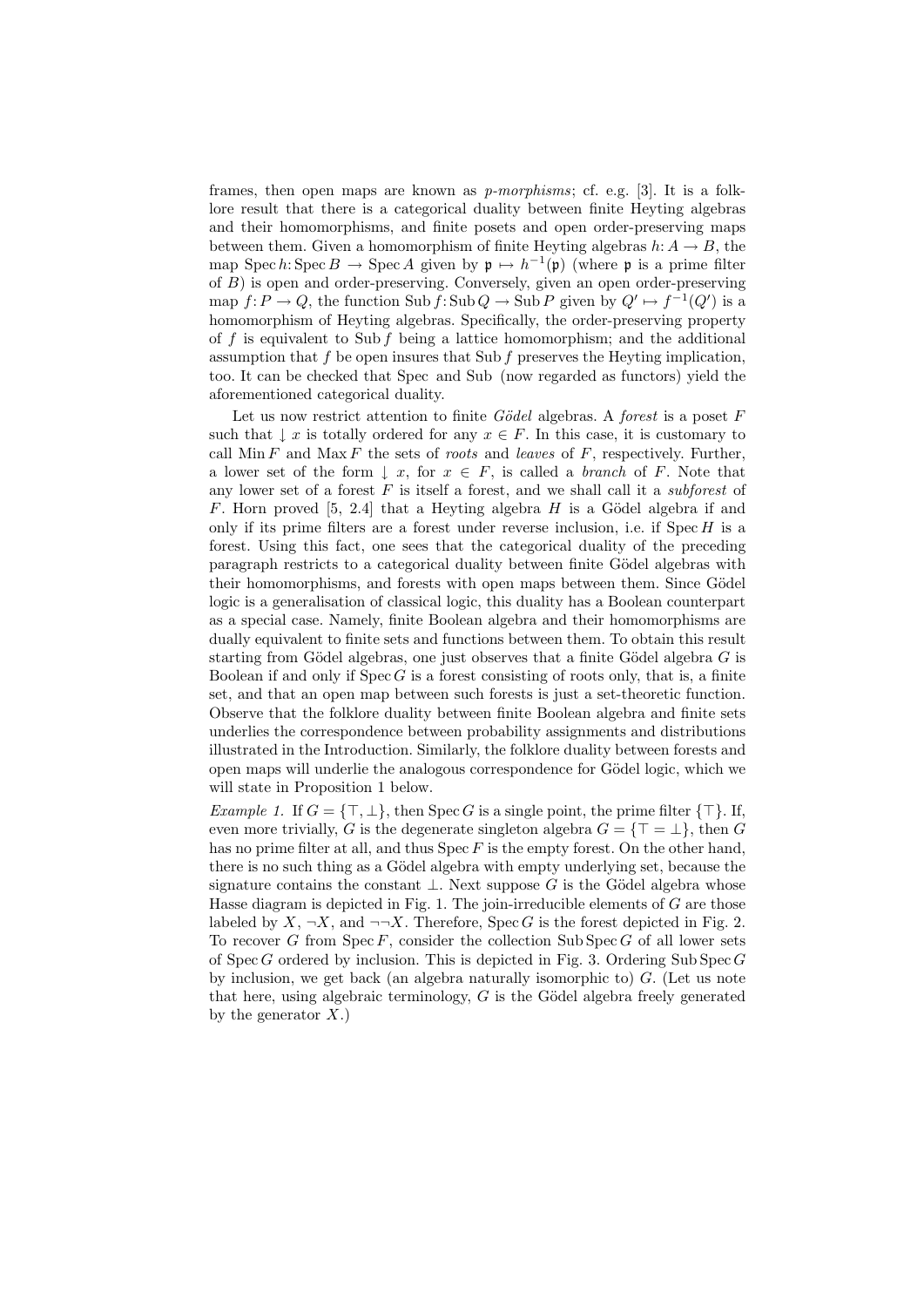frames, then open maps are known as *p-morphisms*; cf. e.g. [3]. It is a folklore result that there is a categorical duality between finite Heyting algebras and their homomorphisms, and finite posets and open order-preserving maps between them. Given a homomorphism of finite Heyting algebras $h: A \to B$, the map $\mathrm{Spec}\, h: \mathrm{Spec}\, B \to \mathrm{Spec}\, A$ given by $\mathfrak{p} \mapsto h^{-1}(\mathfrak{p})$ (where $\mathfrak{p}$ is a prime filter of $B$) is open and order-preserving. Conversely, given an open order-preserving map $f: P \to Q$, the function $\mathrm{Sub}\, f: \mathrm{Sub}\, Q \to \mathrm{Sub}\, P$ given by $Q' \mapsto f^{-1}(Q')$ is a homomorphism of Heyting algebras. Specifically, the order-preserving property of $f$ is equivalent to $\mathrm{Sub}\, f$ being a lattice homomorphism; and the additional assumption that $f$ be open insures that $\mathrm{Sub}\, f$ preserves the Heyting implication, too. It can be checked that Spec and Sub (now regarded as functors) yield the aforementioned categorical duality.

Let us now restrict attention to finite *Gödel* algebras. A *forest* is a poset $F$ such that $\downarrow x$ is totally ordered for any $x \in F$. In this case, it is customary to call $\mathrm{Min}\, F$ and $\mathrm{Max}\, F$ the sets of *roots* and *leaves* of $F$, respectively. Further, a lower set of the form $\downarrow x$, for $x \in F$, is called a *branch* of $F$. Note that any lower set of a forest $F$ is itself a forest, and we shall call it a *subforest* of $F$. Horn proved [5, 2.4] that a Heyting algebra $H$ is a Gödel algebra if and only if its prime filters are a forest under reverse inclusion, i.e. if $\mathrm{Spec}\, H$ is a forest. Using this fact, one sees that the categorical duality of the preceding paragraph restricts to a categorical duality between finite Gödel algebras with their homomorphisms, and forests with open maps between them. Since Gödel logic is a generalisation of classical logic, this duality has a Boolean counterpart as a special case. Namely, finite Boolean algebra and their homomorphisms are dually equivalent to finite sets and functions between them. To obtain this result starting from Gödel algebras, one just observes that a finite Gödel algebra $G$ is Boolean if and only if $\mathrm{Spec}\, G$ is a forest consisting of roots only, that is, a finite set, and that an open map between such forests is just a set-theoretic function. Observe that the folklore duality between finite Boolean algebra and finite sets underlies the correspondence between probability assignments and distributions illustrated in the Introduction. Similarly, the folklore duality between forests and open maps will underlie the analogous correspondence for Gödel logic, which we will state in Proposition 1 below.

*Example 1.* If $G = \{\top, \bot\}$, then $\mathrm{Spec}\, G$ is a single point, the prime filter $\{\top\}$. If, even more trivially, $G$ is the degenerate singleton algebra $G = \{\top = \bot\}$, then $G$ has no prime filter at all, and thus $\mathrm{Spec}\, F$ is the empty forest. On the other hand, there is no such thing as a Gödel algebra with empty underlying set, because the signature contains the constant $\bot$. Next suppose $G$ is the Gödel algebra whose Hasse diagram is depicted in Fig. 1. The join-irreducible elements of $G$ are those labeled by $X$, $\neg X$, and $\neg\neg X$. Therefore, $\mathrm{Spec}\, G$ is the forest depicted in Fig. 2. To recover $G$ from $\mathrm{Spec}\, F$, consider the collection $\mathrm{Sub}\,\mathrm{Spec}\, G$ of all lower sets of $\mathrm{Spec}\, G$ ordered by inclusion. This is depicted in Fig. 3. Ordering $\mathrm{Sub}\,\mathrm{Spec}\, G$ by inclusion, we get back (an algebra naturally isomorphic to) $G$. (Let us note that here, using algebraic terminology, $G$ is the Gödel algebra freely generated by the generator $X$.)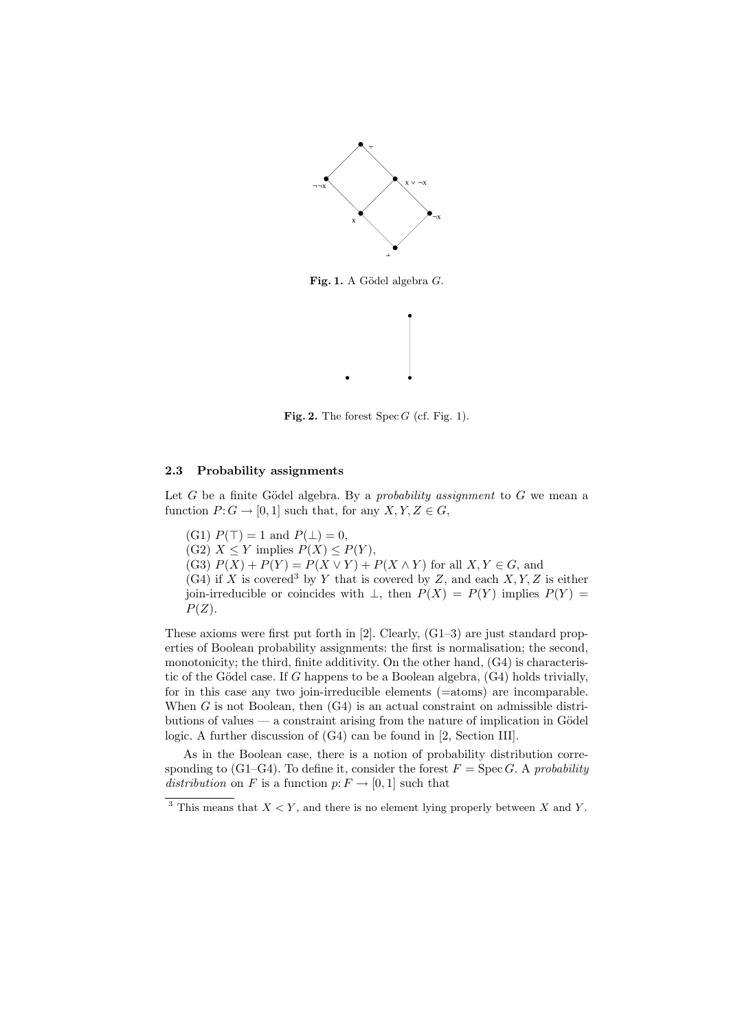**Fig. 1.** A Gödel algebra $G$.

**Fig. 2.** The forest $\operatorname{Spec} G$ (cf. Fig. 1).

### 2.3 Probability assignments

Let $G$ be a finite Gödel algebra. By a *probability assignment* to $G$ we mean a function $P: G \to [0,1]$ such that, for any $X, Y, Z \in G$,

(G1) $P(\top) = 1$ and $P(\bot) = 0$,
(G2) $X \leq Y$ implies $P(X) \leq P(Y)$,
(G3) $P(X) + P(Y) = P(X \vee Y) + P(X \wedge Y)$ for all $X, Y \in G$, and
(G4) if $X$ is covered[3] by $Y$ that is covered by $Z$, and each $X, Y, Z$ is either join-irreducible or coincides with $\bot$, then $P(X) = P(Y)$ implies $P(Y) = P(Z)$.

These axioms were first put forth in [2]. Clearly, (G1–3) are just standard properties of Boolean probability assignments: the first is normalisation; the second, monotonicity; the third, finite additivity. On the other hand, (G4) is characteristic of the Gödel case. If $G$ happens to be a Boolean algebra, (G4) holds trivially, for in this case any two join-irreducible elements (=atoms) are incomparable. When $G$ is not Boolean, then (G4) is an actual constraint on admissible distributions of values — a constraint arising from the nature of implication in Gödel logic. A further discussion of (G4) can be found in [2, Section III].

As in the Boolean case, there is a notion of probability distribution corresponding to (G1–G4). To define it, consider the forest $F = \operatorname{Spec} G$. A *probability distribution* on $F$ is a function $p: F \to [0,1]$ such that

[3] This means that $X < Y$, and there is no element lying properly between $X$ and $Y$.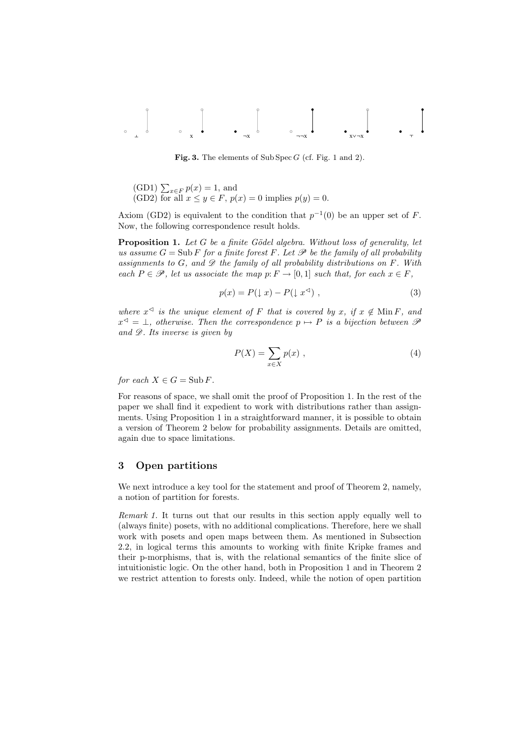Fig. 3. The elements of Sub Spec $G$ (cf. Fig. 1 and 2).

(GD1) $\sum_{x\in F} p(x) = 1$, and
(GD2) for all $x \leq y \in F$, $p(x) = 0$ implies $p(y) = 0$.

Axiom (GD2) is equivalent to the condition that $p^{-1}(0)$ be an upper set of $F$. Now, the following correspondence result holds.

**Proposition 1.** *Let $G$ be a finite Gödel algebra. Without loss of generality, let us assume $G = \operatorname{Sub} F$ for a finite forest $F$. Let $\mathscr{P}$ be the family of all probability assignments to $G$, and $\mathscr{D}$ the family of all probability distributions on $F$. With each $P \in \mathscr{P}$, let us associate the map $p: F \to [0,1]$ such that, for each $x \in F$,*

$$p(x) = P(\downarrow x) - P(\downarrow x^{\triangleleft}) \ , \tag{3}$$

*where $x^{\triangleleft}$ is the unique element of $F$ that is covered by $x$, if $x \notin \operatorname{Min} F$, and $x^{\triangleleft} = \bot$, otherwise. Then the correspondence $p \mapsto P$ is a bijection between $\mathscr{P}$ and $\mathscr{D}$. Its inverse is given by*

$$P(X) = \sum_{x\in X} p(x) \ , \tag{4}$$

*for each $X \in G = \operatorname{Sub} F$.*

For reasons of space, we shall omit the proof of Proposition 1. In the rest of the paper we shall find it expedient to work with distributions rather than assignments. Using Proposition 1 in a straightforward manner, it is possible to obtain a version of Theorem 2 below for probability assignments. Details are omitted, again due to space limitations.

## 3 Open partitions

We next introduce a key tool for the statement and proof of Theorem 2, namely, a notion of partition for forests.

*Remark 1.* It turns out that our results in this section apply equally well to (always finite) posets, with no additional complications. Therefore, here we shall work with posets and open maps between them. As mentioned in Subsection 2.2, in logical terms this amounts to working with finite Kripke frames and their p-morphisms, that is, with the relational semantics of the finite slice of intuitionistic logic. On the other hand, both in Proposition 1 and in Theorem 2 we restrict attention to forests only. Indeed, while the notion of open partition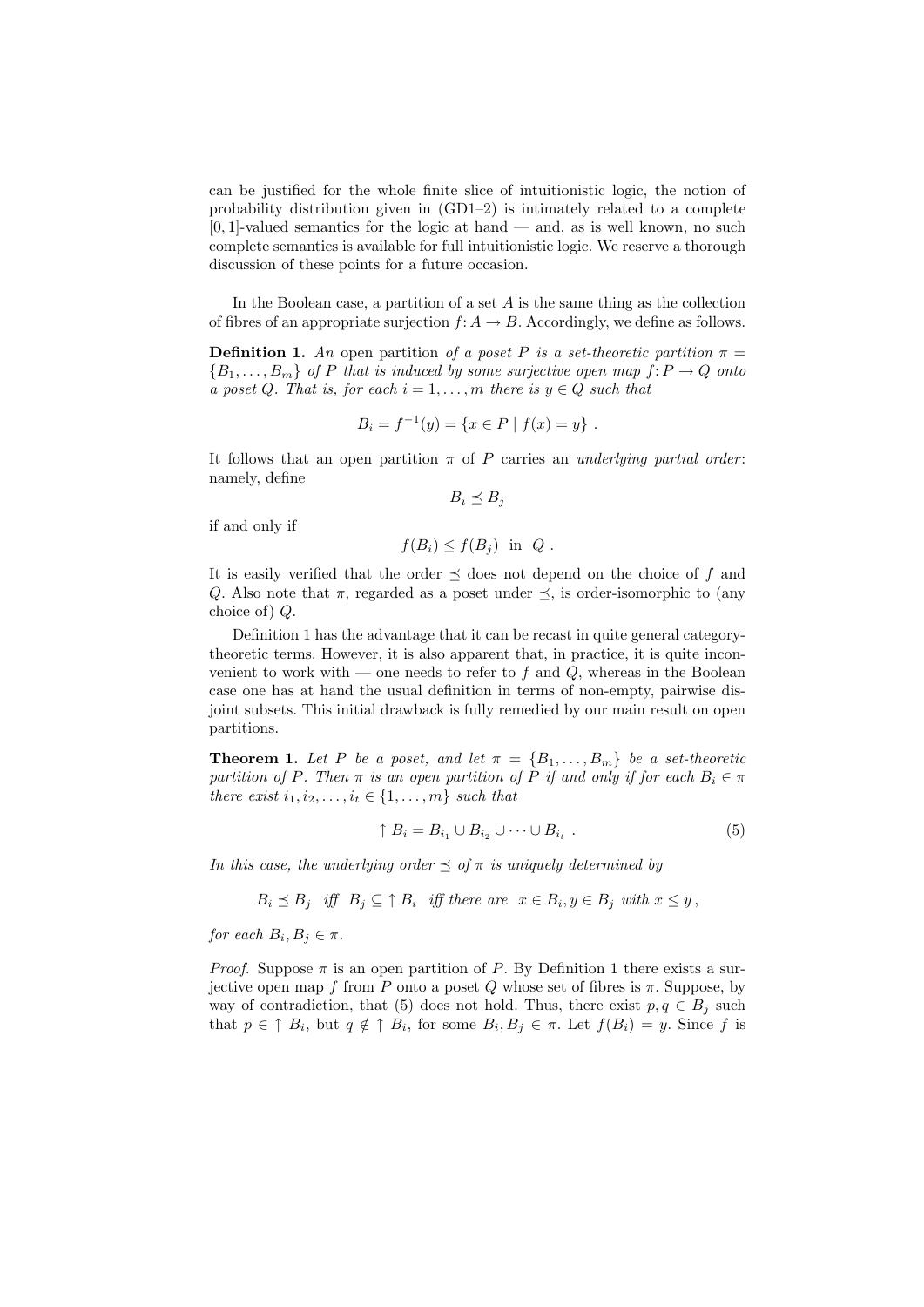can be justified for the whole finite slice of intuitionistic logic, the notion of probability distribution given in (GD1–2) is intimately related to a complete $[0, 1]$-valued semantics for the logic at hand — and, as is well known, no such complete semantics is available for full intuitionistic logic. We reserve a thorough discussion of these points for a future occasion.

In the Boolean case, a partition of a set $A$ is the same thing as the collection of fibres of an appropriate surjection $f: A \to B$. Accordingly, we define as follows.

**Definition 1.** *An* open partition *of a poset $P$ is a set-theoretic partition $\pi = \{B_1, \ldots, B_m\}$ of $P$ that is induced by some surjective open map $f: P \to Q$ onto a poset $Q$. That is, for each $i = 1, \ldots, m$ there is $y \in Q$ such that*

$$B_i = f^{-1}(y) = \{x \in P \mid f(x) = y\} \ .$$

It follows that an open partition $\pi$ of $P$ carries an *underlying partial order*: namely, define

$$B_i \preceq B_j$$

if and only if

$$f(B_i) \leq f(B_j) \ \text{ in } \ Q \ .$$

It is easily verified that the order $\preceq$ does not depend on the choice of $f$ and $Q$. Also note that $\pi$, regarded as a poset under $\preceq$, is order-isomorphic to (any choice of) $Q$.

Definition 1 has the advantage that it can be recast in quite general category-theoretic terms. However, it is also apparent that, in practice, it is quite inconvenient to work with — one needs to refer to $f$ and $Q$, whereas in the Boolean case one has at hand the usual definition in terms of non-empty, pairwise disjoint subsets. This initial drawback is fully remedied by our main result on open partitions.

**Theorem 1.** *Let $P$ be a poset, and let $\pi = \{B_1, \ldots, B_m\}$ be a set-theoretic partition of $P$. Then $\pi$ is an open partition of $P$ if and only if for each $B_i \in \pi$ there exist $i_1, i_2, \ldots, i_t \in \{1, \ldots, m\}$ such that*

$$\uparrow B_i = B_{i_1} \cup B_{i_2} \cup \cdots \cup B_{i_t} \ . \tag{5}$$

*In this case, the underlying order $\preceq$ of $\pi$ is uniquely determined by*

$$B_i \preceq B_j \ \text{ iff } \ B_j \subseteq \uparrow B_i \ \text{ iff there are } \ x \in B_i, y \in B_j \text{ with } x \leq y \,,$$

*for each $B_i, B_j \in \pi$.*

*Proof.* Suppose $\pi$ is an open partition of $P$. By Definition 1 there exists a surjective open map $f$ from $P$ onto a poset $Q$ whose set of fibres is $\pi$. Suppose, by way of contradiction, that (5) does not hold. Thus, there exist $p, q \in B_j$ such that $p \in \uparrow B_i$, but $q \notin \uparrow B_i$, for some $B_i, B_j \in \pi$. Let $f(B_i) = y$. Since $f$ is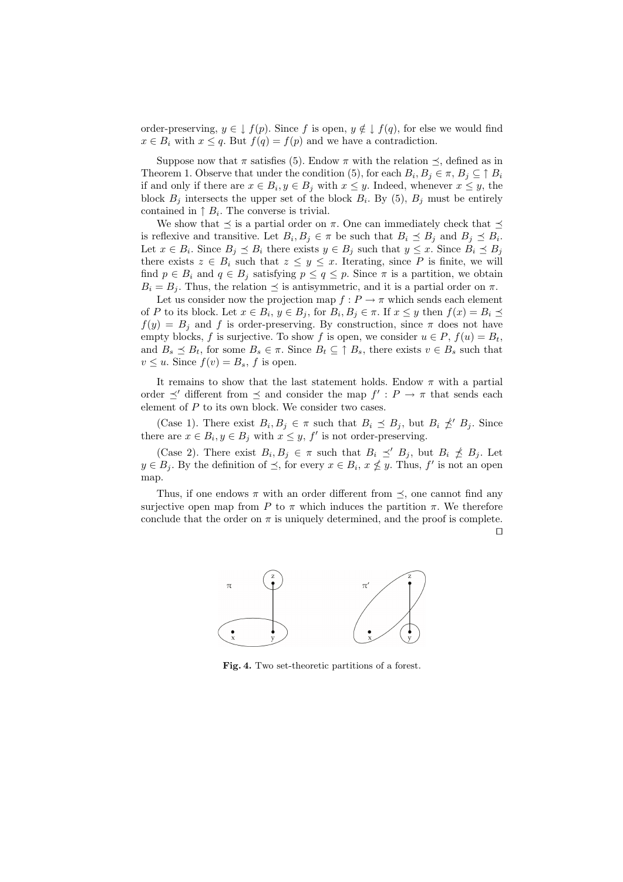order-preserving, $y \in \downarrow f(p)$. Since $f$ is open, $y \notin \downarrow f(q)$, for else we would find $x \in B_i$ with $x \leq q$. But $f(q) = f(p)$ and we have a contradiction.

Suppose now that $\pi$ satisfies (5). Endow $\pi$ with the relation $\preceq$, defined as in Theorem 1. Observe that under the condition (5), for each $B_i, B_j \in \pi$, $B_j \subseteq \uparrow B_i$ if and only if there are $x \in B_i, y \in B_j$ with $x \leq y$. Indeed, whenever $x \leq y$, the block $B_j$ intersects the upper set of the block $B_i$. By (5), $B_j$ must be entirely contained in $\uparrow B_i$. The converse is trivial.

We show that $\preceq$ is a partial order on $\pi$. One can immediately check that $\preceq$ is reflexive and transitive. Let $B_i, B_j \in \pi$ be such that $B_i \preceq B_j$ and $B_j \preceq B_i$. Let $x \in B_i$. Since $B_j \preceq B_i$ there exists $y \in B_j$ such that $y \leq x$. Since $B_i \preceq B_j$ there exists $z \in B_i$ such that $z \leq y \leq x$. Iterating, since $P$ is finite, we will find $p \in B_i$ and $q \in B_j$ satisfying $p \leq q \leq p$. Since $\pi$ is a partition, we obtain $B_i = B_j$. Thus, the relation $\preceq$ is antisymmetric, and it is a partial order on $\pi$.

Let us consider now the projection map $f : P \to \pi$ which sends each element of $P$ to its block. Let $x \in B_i$, $y \in B_j$, for $B_i, B_j \in \pi$. If $x \leq y$ then $f(x) = B_i \preceq f(y) = B_j$ and $f$ is order-preserving. By construction, since $\pi$ does not have empty blocks, $f$ is surjective. To show $f$ is open, we consider $u \in P$, $f(u) = B_t$, and $B_s \preceq B_t$, for some $B_s \in \pi$. Since $B_t \subseteq \uparrow B_s$, there exists $v \in B_s$ such that $v \leq u$. Since $f(v) = B_s$, $f$ is open.

It remains to show that the last statement holds. Endow $\pi$ with a partial order $\preceq'$ different from $\preceq$ and consider the map $f' : P \to \pi$ that sends each element of $P$ to its own block. We consider two cases.

(Case 1). There exist $B_i, B_j \in \pi$ such that $B_i \preceq B_j$, but $B_i \not\preceq' B_j$. Since there are $x \in B_i, y \in B_j$ with $x \leq y$, $f'$ is not order-preserving.

(Case 2). There exist $B_i, B_j \in \pi$ such that $B_i \preceq' B_j$, but $B_i \not\preceq B_j$. Let $y \in B_j$. By the definition of $\preceq$, for every $x \in B_i$, $x \not\leq y$. Thus, $f'$ is not an open map.

Thus, if one endows $\pi$ with an order different from $\preceq$, one cannot find any surjective open map from $P$ to $\pi$ which induces the partition $\pi$. We therefore conclude that the order on $\pi$ is uniquely determined, and the proof is complete. ◻

**Fig. 4.** Two set-theoretic partitions of a forest.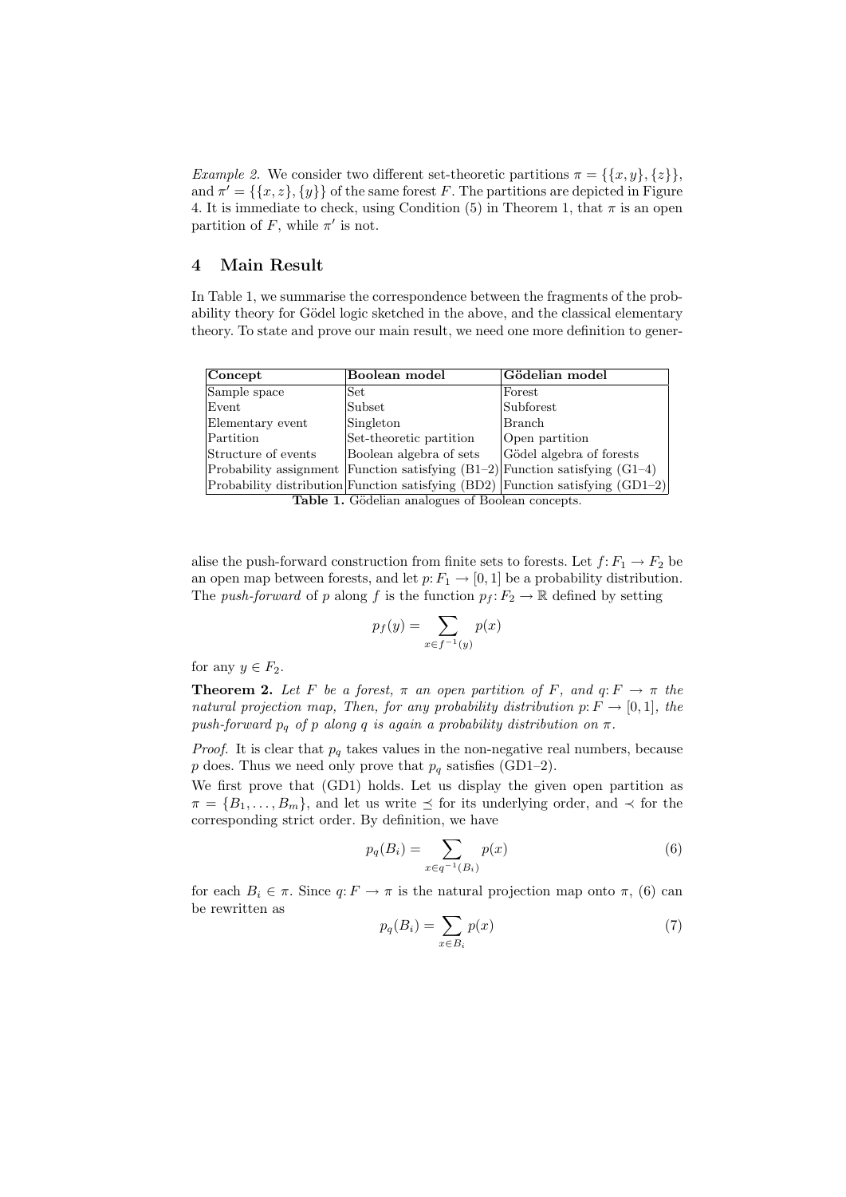*Example 2.* We consider two different set-theoretic partitions $\pi = \{\{x, y\}, \{z\}\}$, and $\pi' = \{\{x, z\}, \{y\}\}$ of the same forest $F$. The partitions are depicted in Figure 4. It is immediate to check, using Condition (5) in Theorem 1, that $\pi$ is an open partition of $F$, while $\pi'$ is not.

## 4 Main Result

In Table 1, we summarise the correspondence between the fragments of the probability theory for Gödel logic sketched in the above, and the classical elementary theory. To state and prove our main result, we need one more definition to generalise the push-forward construction from finite sets to forests. Let $f: F_1 \to F_2$ be an open map between forests, and let $p: F_1 \to [0, 1]$ be a probability distribution. The *push-forward* of $p$ along $f$ is the function $p_f: F_2 \to \mathbb{R}$ defined by setting

| **Concept** | **Boolean model** | **Gödelian model** |
|---|---|---|
| Sample space | Set | Forest |
| Event | Subset | Subforest |
| Elementary event | Singleton | Branch |
| Partition | Set-theoretic partition | Open partition |
| Structure of events | Boolean algebra of sets | Gödel algebra of forests |
| Probability assignment | Function satisfying (B1–2) | Function satisfying (G1–4) |
| Probability distribution | Function satisfying (BD2) | Function satisfying (GD1–2) |

**Table 1.** Gödelian analogues of Boolean concepts.

$$p_f(y) = \sum_{x \in f^{-1}(y)} p(x)$$

for any $y \in F_2$.

**Theorem 2.** *Let $F$ be a forest, $\pi$ an open partition of $F$, and $q: F \to \pi$ the natural projection map, Then, for any probability distribution $p: F \to [0, 1]$, the push-forward $p_q$ of $p$ along $q$ is again a probability distribution on $\pi$.*

*Proof.* It is clear that $p_q$ takes values in the non-negative real numbers, because $p$ does. Thus we need only prove that $p_q$ satisfies (GD1–2).

We first prove that (GD1) holds. Let us display the given open partition as $\pi = \{B_1, \ldots, B_m\}$, and let us write $\preceq$ for its underlying order, and $\prec$ for the corresponding strict order. By definition, we have

$$p_q(B_i) = \sum_{x \in q^{-1}(B_i)} p(x) \tag{6}$$

for each $B_i \in \pi$. Since $q: F \to \pi$ is the natural projection map onto $\pi$, (6) can be rewritten as

$$p_q(B_i) = \sum_{x \in B_i} p(x) \tag{7}$$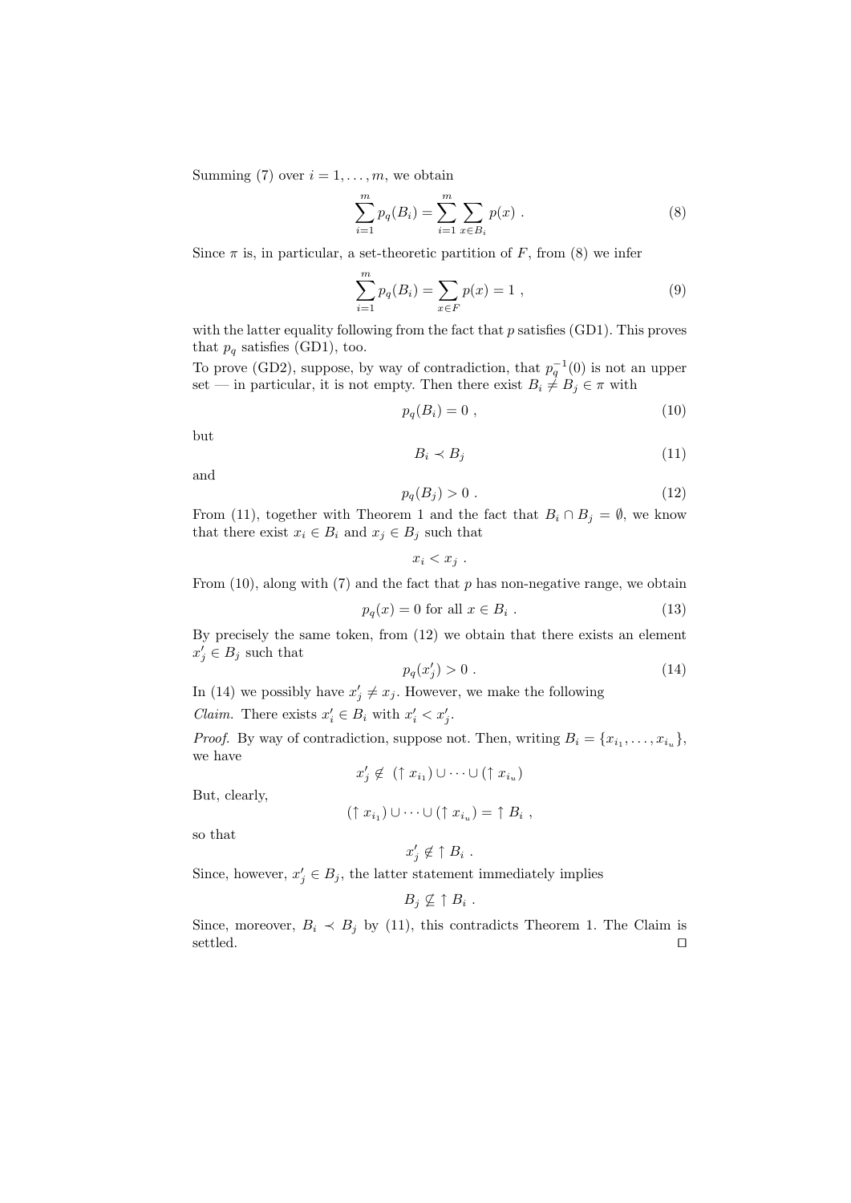Summing (7) over $i = 1, \ldots, m$, we obtain

$$\sum_{i=1}^{m} p_q(B_i) = \sum_{i=1}^{m} \sum_{x \in B_i} p(x) \ . \tag{8}$$

Since $\pi$ is, in particular, a set-theoretic partition of $F$, from (8) we infer

$$\sum_{i=1}^{m} p_q(B_i) = \sum_{x \in F} p(x) = 1 \ , \tag{9}$$

with the latter equality following from the fact that $p$ satisfies (GD1). This proves that $p_q$ satisfies (GD1), too.

To prove (GD2), suppose, by way of contradiction, that $p_q^{-1}(0)$ is not an upper set — in particular, it is not empty. Then there exist $B_i \neq B_j \in \pi$ with

$$p_q(B_i) = 0 \ , \tag{10}$$

but

$$B_i \prec B_j \tag{11}$$

and

$$p_q(B_j) > 0 \ . \tag{12}$$

From (11), together with Theorem 1 and the fact that $B_i \cap B_j = \emptyset$, we know that there exist $x_i \in B_i$ and $x_j \in B_j$ such that

$$x_i < x_j \ .$$

From (10), along with (7) and the fact that $p$ has non-negative range, we obtain

$$p_q(x) = 0 \text{ for all } x \in B_i \ . \tag{13}$$

By precisely the same token, from (12) we obtain that there exists an element $x_j' \in B_j$ such that

$$p_q(x_j') > 0 \ . \tag{14}$$

In (14) we possibly have $x_j' \neq x_j$. However, we make the following

*Claim.* There exists $x_i' \in B_i$ with $x_i' < x_j'$.

*Proof.* By way of contradiction, suppose not. Then, writing $B_i = \{x_{i_1}, \ldots, x_{i_u}\}$, we have

$$x_j' \notin \ (\uparrow x_{i_1}) \cup \cdots \cup (\uparrow x_{i_u})$$

But, clearly,

$$(\uparrow x_{i_1}) \cup \cdots \cup (\uparrow x_{i_u}) = \uparrow B_i \ ,$$

so that

$$x_j' \notin \uparrow B_i \ .$$

Since, however, $x_j' \in B_j$, the latter statement immediately implies

$$B_j \nsubseteq \uparrow B_i \ .$$

Since, moreover, $B_i \prec B_j$ by (11), this contradicts Theorem 1. The Claim is settled. □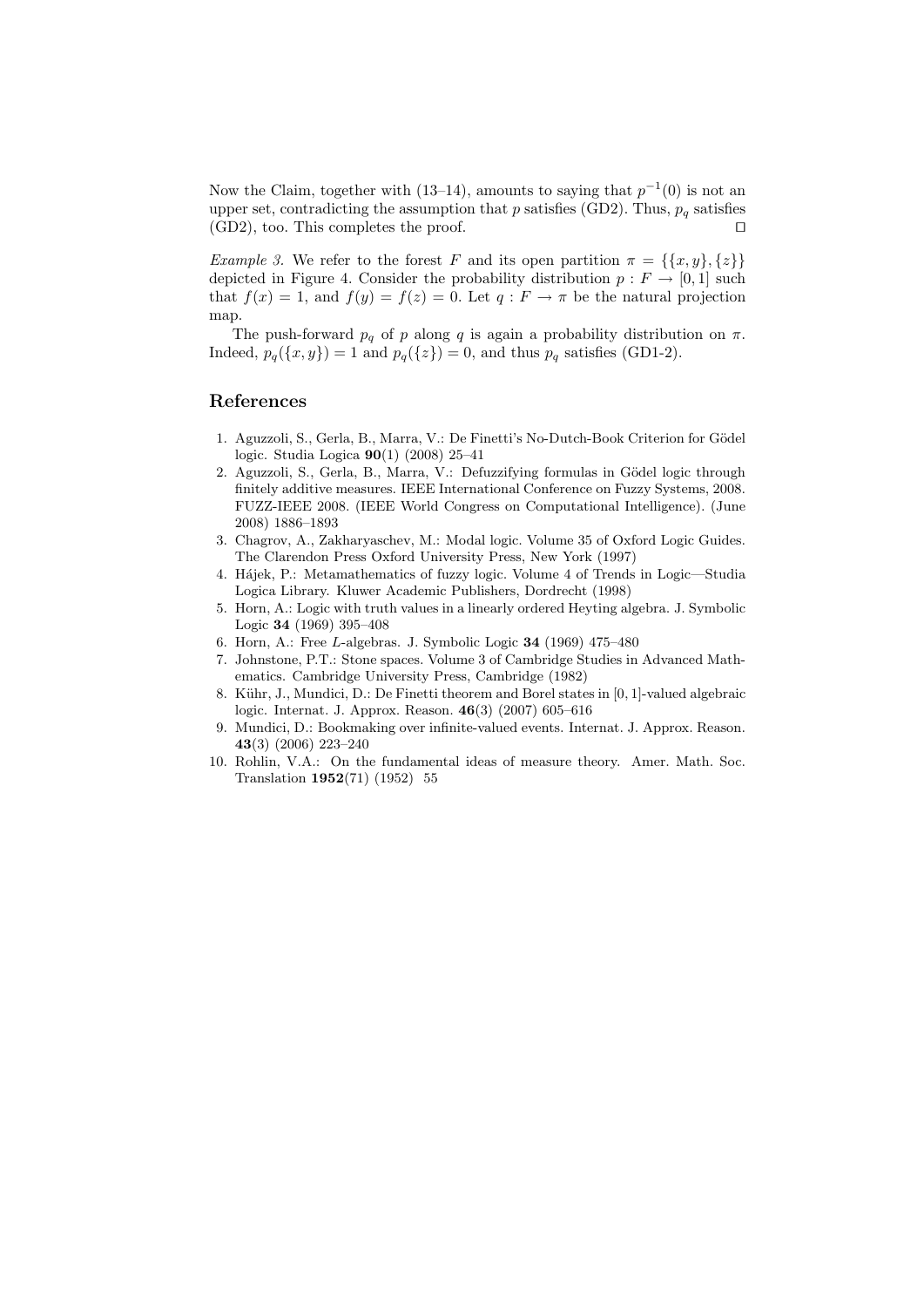Now the Claim, together with (13–14), amounts to saying that $p^{-1}(0)$ is not an upper set, contradicting the assumption that $p$ satisfies (GD2). Thus, $p_q$ satisfies (GD2), too. This completes the proof. ☐

*Example 3.* We refer to the forest $F$ and its open partition $\pi = \{\{x, y\}, \{z\}\}$ depicted in Figure 4. Consider the probability distribution $p : F \to [0, 1]$ such that $f(x) = 1$, and $f(y) = f(z) = 0$. Let $q : F \to \pi$ be the natural projection map.

The push-forward $p_q$ of $p$ along $q$ is again a probability distribution on $\pi$. Indeed, $p_q(\{x, y\}) = 1$ and $p_q(\{z\}) = 0$, and thus $p_q$ satisfies (GD1-2).

## References

1. Aguzzoli, S., Gerla, B., Marra, V.: De Finetti's No-Dutch-Book Criterion for Gödel logic. Studia Logica **90**(1) (2008) 25–41
2. Aguzzoli, S., Gerla, B., Marra, V.: Defuzzifying formulas in Gödel logic through finitely additive measures. IEEE International Conference on Fuzzy Systems, 2008. FUZZ-IEEE 2008. (IEEE World Congress on Computational Intelligence). (June 2008) 1886–1893
3. Chagrov, A., Zakharyaschev, M.: Modal logic. Volume 35 of Oxford Logic Guides. The Clarendon Press Oxford University Press, New York (1997)
4. Hájek, P.: Metamathematics of fuzzy logic. Volume 4 of Trends in Logic—Studia Logica Library. Kluwer Academic Publishers, Dordrecht (1998)
5. Horn, A.: Logic with truth values in a linearly ordered Heyting algebra. J. Symbolic Logic **34** (1969) 395–408
6. Horn, A.: Free $L$-algebras. J. Symbolic Logic **34** (1969) 475–480
7. Johnstone, P.T.: Stone spaces. Volume 3 of Cambridge Studies in Advanced Mathematics. Cambridge University Press, Cambridge (1982)
8. Kühr, J., Mundici, D.: De Finetti theorem and Borel states in [0, 1]-valued algebraic logic. Internat. J. Approx. Reason. **46**(3) (2007) 605–616
9. Mundici, D.: Bookmaking over infinite-valued events. Internat. J. Approx. Reason. **43**(3) (2006) 223–240
10. Rohlin, V.A.: On the fundamental ideas of measure theory. Amer. Math. Soc. Translation **1952**(71) (1952) 55